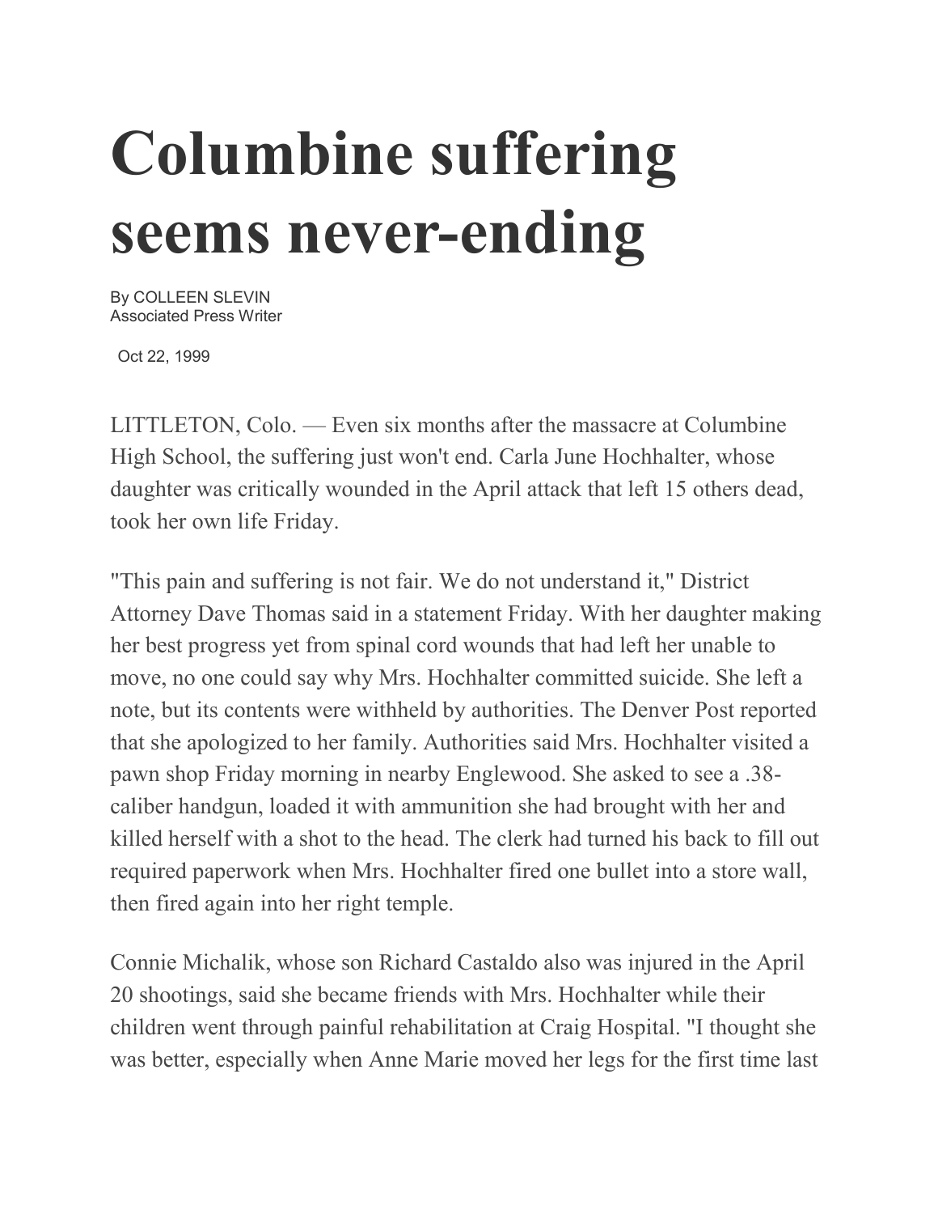# Columbine suffering seems never-ending

By COLLEEN SLEVIN
Associated Press Writer

Oct 22, 1999

LITTLETON, Colo. — Even six months after the massacre at Columbine High School, the suffering just won't end. Carla June Hochhalter, whose daughter was critically wounded in the April attack that left 15 others dead, took her own life Friday.

"This pain and suffering is not fair. We do not understand it," District Attorney Dave Thomas said in a statement Friday. With her daughter making her best progress yet from spinal cord wounds that had left her unable to move, no one could say why Mrs. Hochhalter committed suicide. She left a note, but its contents were withheld by authorities. The Denver Post reported that she apologized to her family. Authorities said Mrs. Hochhalter visited a pawn shop Friday morning in nearby Englewood. She asked to see a .38-caliber handgun, loaded it with ammunition she had brought with her and killed herself with a shot to the head. The clerk had turned his back to fill out required paperwork when Mrs. Hochhalter fired one bullet into a store wall, then fired again into her right temple.

Connie Michalik, whose son Richard Castaldo also was injured in the April 20 shootings, said she became friends with Mrs. Hochhalter while their children went through painful rehabilitation at Craig Hospital. "I thought she was better, especially when Anne Marie moved her legs for the first time last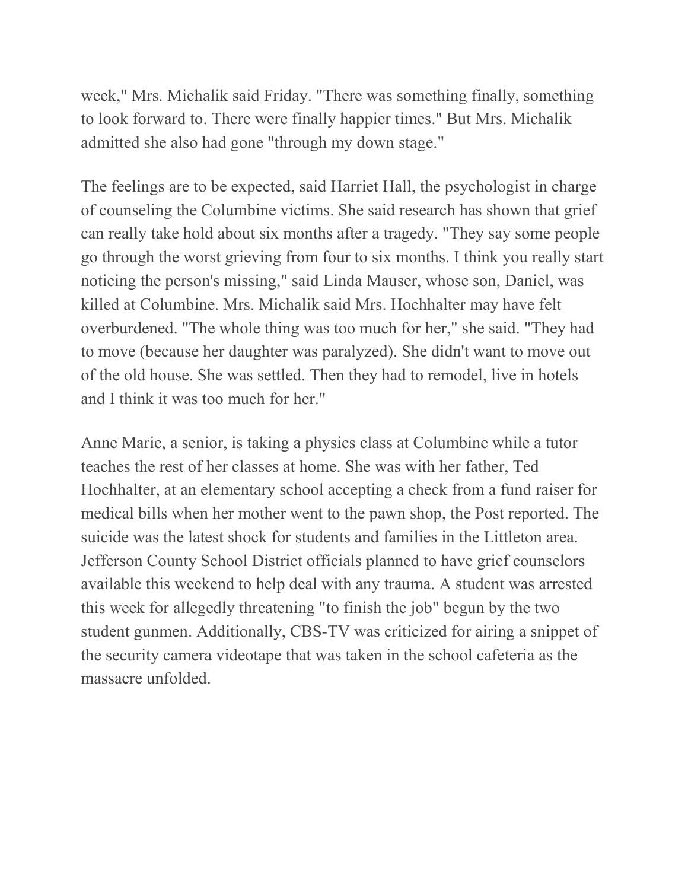week," Mrs. Michalik said Friday. "There was something finally, something to look forward to. There were finally happier times." But Mrs. Michalik admitted she also had gone "through my down stage."

The feelings are to be expected, said Harriet Hall, the psychologist in charge of counseling the Columbine victims. She said research has shown that grief can really take hold about six months after a tragedy. "They say some people go through the worst grieving from four to six months. I think you really start noticing the person's missing," said Linda Mauser, whose son, Daniel, was killed at Columbine. Mrs. Michalik said Mrs. Hochhalter may have felt overburdened. "The whole thing was too much for her," she said. "They had to move (because her daughter was paralyzed). She didn't want to move out of the old house. She was settled. Then they had to remodel, live in hotels and I think it was too much for her."

Anne Marie, a senior, is taking a physics class at Columbine while a tutor teaches the rest of her classes at home. She was with her father, Ted Hochhalter, at an elementary school accepting a check from a fund raiser for medical bills when her mother went to the pawn shop, the Post reported. The suicide was the latest shock for students and families in the Littleton area. Jefferson County School District officials planned to have grief counselors available this weekend to help deal with any trauma. A student was arrested this week for allegedly threatening "to finish the job" begun by the two student gunmen. Additionally, CBS-TV was criticized for airing a snippet of the security camera videotape that was taken in the school cafeteria as the massacre unfolded.